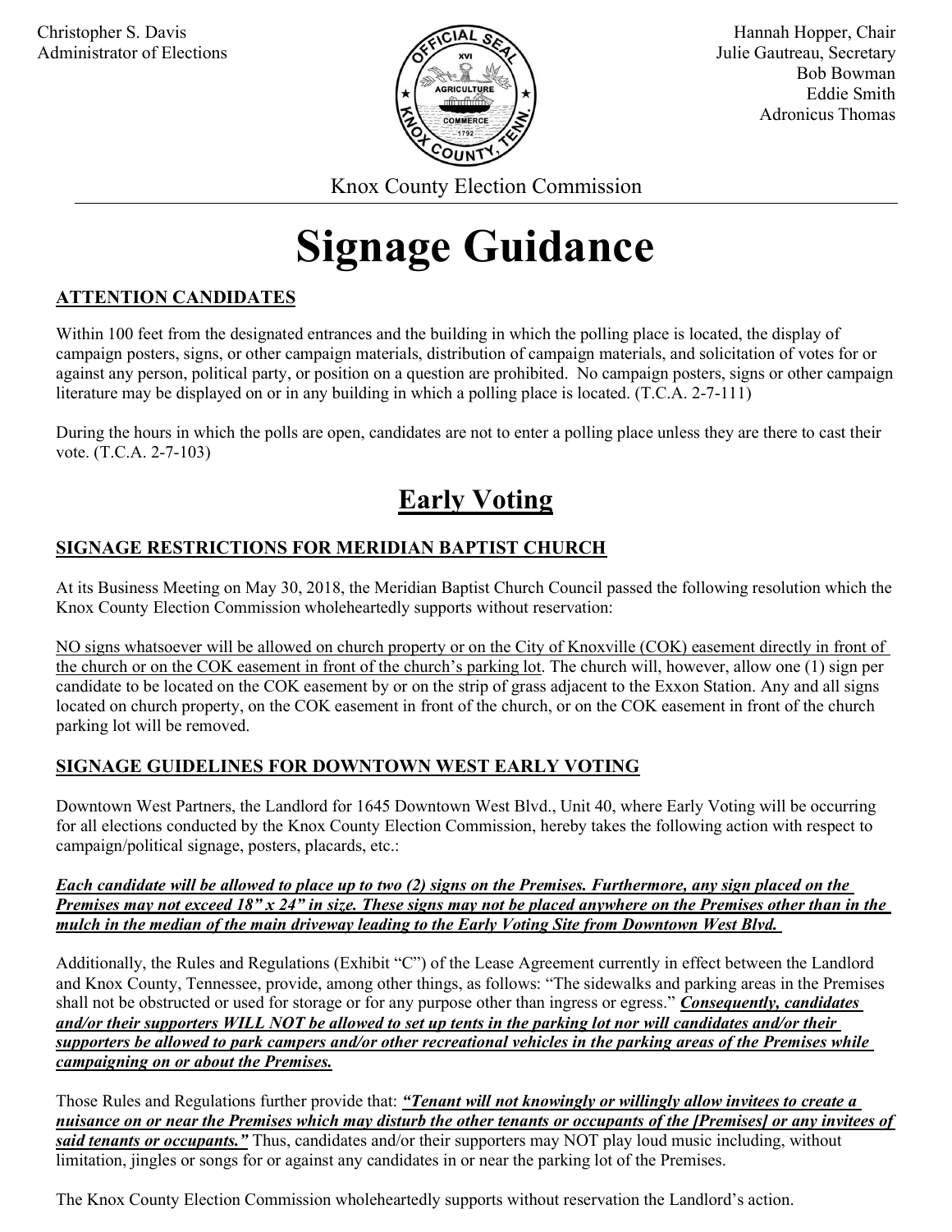Christopher S. Davis
Administrator of Elections

Hannah Hopper, Chair
Julie Gautreau, Secretary
Bob Bowman
Eddie Smith
Adronicus Thomas

Knox County Election Commission

# Signage Guidance

## ATTENTION CANDIDATES

Within 100 feet from the designated entrances and the building in which the polling place is located, the display of campaign posters, signs, or other campaign materials, distribution of campaign materials, and solicitation of votes for or against any person, political party, or position on a question are prohibited. No campaign posters, signs or other campaign literature may be displayed on or in any building in which a polling place is located. (T.C.A. 2-7-111)

During the hours in which the polls are open, candidates are not to enter a polling place unless they are there to cast their vote. (T.C.A. 2-7-103)

## Early Voting

### SIGNAGE RESTRICTIONS FOR MERIDIAN BAPTIST CHURCH

At its Business Meeting on May 30, 2018, the Meridian Baptist Church Council passed the following resolution which the Knox County Election Commission wholeheartedly supports without reservation:

NO signs whatsoever will be allowed on church property or on the City of Knoxville (COK) easement directly in front of the church or on the COK easement in front of the church's parking lot. The church will, however, allow one (1) sign per candidate to be located on the COK easement by or on the strip of grass adjacent to the Exxon Station. Any and all signs located on church property, on the COK easement in front of the church, or on the COK easement in front of the church parking lot will be removed.

### SIGNAGE GUIDELINES FOR DOWNTOWN WEST EARLY VOTING

Downtown West Partners, the Landlord for 1645 Downtown West Blvd., Unit 40, where Early Voting will be occurring for all elections conducted by the Knox County Election Commission, hereby takes the following action with respect to campaign/political signage, posters, placards, etc.:

***Each candidate will be allowed to place up to two (2) signs on the Premises. Furthermore, any sign placed on the Premises may not exceed 18" x 24" in size. These signs may not be placed anywhere on the Premises other than in the mulch in the median of the main driveway leading to the Early Voting Site from Downtown West Blvd.***

Additionally, the Rules and Regulations (Exhibit "C") of the Lease Agreement currently in effect between the Landlord and Knox County, Tennessee, provide, among other things, as follows: "The sidewalks and parking areas in the Premises shall not be obstructed or used for storage or for any purpose other than ingress or egress." ***Consequently, candidates and/or their supporters WILL NOT be allowed to set up tents in the parking lot nor will candidates and/or their supporters be allowed to park campers and/or other recreational vehicles in the parking areas of the Premises while campaigning on or about the Premises.***

Those Rules and Regulations further provide that: ***"Tenant will not knowingly or willingly allow invitees to create a nuisance on or near the Premises which may disturb the other tenants or occupants of the [Premises] or any invitees of said tenants or occupants."*** Thus, candidates and/or their supporters may NOT play loud music including, without limitation, jingles or songs for or against any candidates in or near the parking lot of the Premises.

The Knox County Election Commission wholeheartedly supports without reservation the Landlord's action.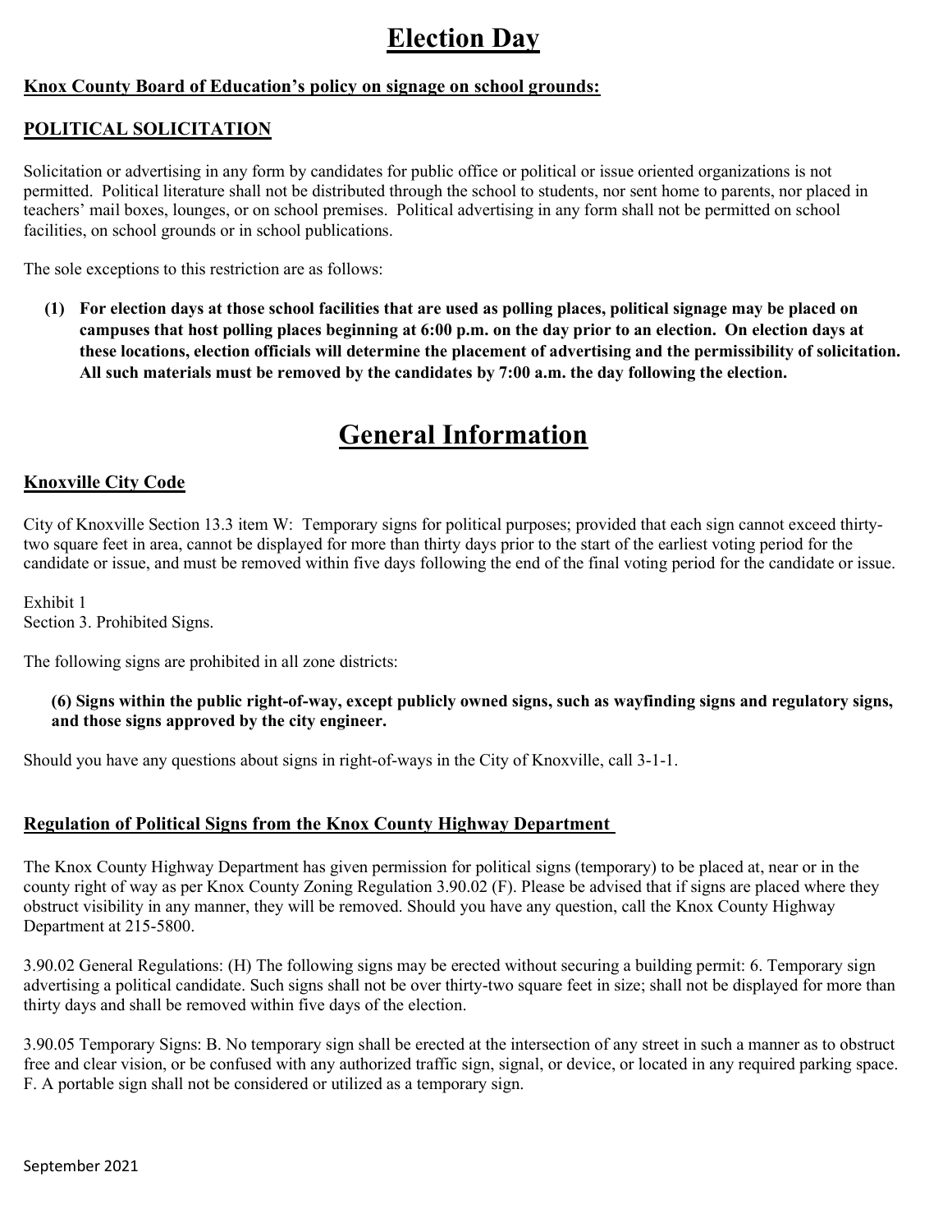# Election Day

**Knox County Board of Education's policy on signage on school grounds:**

## POLITICAL SOLICITATION

Solicitation or advertising in any form by candidates for public office or political or issue oriented organizations is not permitted. Political literature shall not be distributed through the school to students, nor sent home to parents, nor placed in teachers' mail boxes, lounges, or on school premises. Political advertising in any form shall not be permitted on school facilities, on school grounds or in school publications.

The sole exceptions to this restriction are as follows:

**(1) For election days at those school facilities that are used as polling places, political signage may be placed on campuses that host polling places beginning at 6:00 p.m. on the day prior to an election. On election days at these locations, election officials will determine the placement of advertising and the permissibility of solicitation. All such materials must be removed by the candidates by 7:00 a.m. the day following the election.**

# General Information

**Knoxville City Code**

City of Knoxville Section 13.3 item W: Temporary signs for political purposes; provided that each sign cannot exceed thirty-two square feet in area, cannot be displayed for more than thirty days prior to the start of the earliest voting period for the candidate or issue, and must be removed within five days following the end of the final voting period for the candidate or issue.

Exhibit 1
Section 3. Prohibited Signs.

The following signs are prohibited in all zone districts:

**(6) Signs within the public right-of-way, except publicly owned signs, such as wayfinding signs and regulatory signs, and those signs approved by the city engineer.**

Should you have any questions about signs in right-of-ways in the City of Knoxville, call 3-1-1.

**Regulation of Political Signs from the Knox County Highway Department**

The Knox County Highway Department has given permission for political signs (temporary) to be placed at, near or in the county right of way as per Knox County Zoning Regulation 3.90.02 (F). Please be advised that if signs are placed where they obstruct visibility in any manner, they will be removed. Should you have any question, call the Knox County Highway Department at 215-5800.

3.90.02 General Regulations: (H) The following signs may be erected without securing a building permit: 6. Temporary sign advertising a political candidate. Such signs shall not be over thirty-two square feet in size; shall not be displayed for more than thirty days and shall be removed within five days of the election.

3.90.05 Temporary Signs: B. No temporary sign shall be erected at the intersection of any street in such a manner as to obstruct free and clear vision, or be confused with any authorized traffic sign, signal, or device, or located in any required parking space. F. A portable sign shall not be considered or utilized as a temporary sign.

September 2021